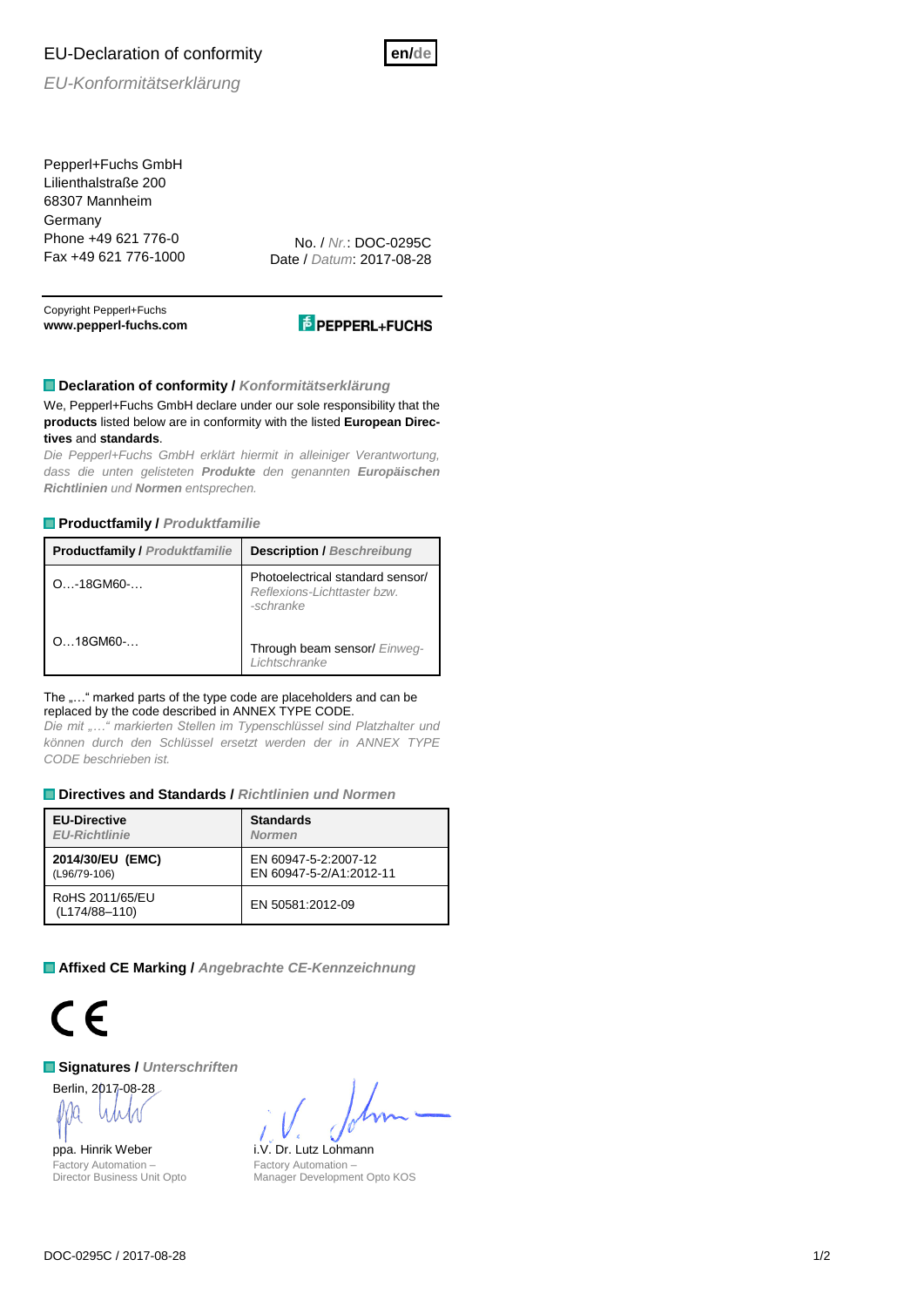# EU-Declaration of conformity

*EU-Konformitätserklärung*

**en/de**

Pepperl+Fuchs GmbH
Lilienthalstraße 200
68307 Mannheim
Germany
Phone +49 621 776-0
Fax +49 621 776-1000

No. / *Nr.*: DOC-0295C
Date / *Datum*: 2017-08-28

Copyright Pepperl+Fuchs
**www.pepperl-fuchs.com**

PEPPERL+FUCHS

## Declaration of conformity / *Konformitätserklärung*

We, Pepperl+Fuchs GmbH declare under our sole responsibility that the **products** listed below are in conformity with the listed **European Directives** and **standards**.

*Die Pepperl+Fuchs GmbH erklärt hiermit in alleiniger Verantwortung, dass die unten gelisteten **Produkte** den genannten **Europäischen Richtlinien** und **Normen** entsprechen.*

## Productfamily / *Produktfamilie*

| **Productfamily** / *Produktfamilie* | **Description** / *Beschreibung* |
|---|---|
| O…-18GM60-… | Photoelectrical standard sensor/ *Reflexions-Lichttaster bzw. -schranke* |
| O…18GM60-… | Through beam sensor/ *Einweg-Lichtschranke* |

The „…" marked parts of the type code are placeholders and can be replaced by the code described in ANNEX TYPE CODE.

*Die mit „…" markierten Stellen im Typenschlüssel sind Platzhalter und können durch den Schlüssel ersetzt werden der in ANNEX TYPE CODE beschrieben ist.*

## Directives and Standards / *Richtlinien und Normen*

| **EU-Directive** *EU-Richtlinie* | **Standards** *Normen* |
|---|---|
| **2014/30/EU (EMC)** (L96/79-106) | EN 60947-5-2:2007-12 EN 60947-5-2/A1:2012-11 |
| RoHS 2011/65/EU (L174/88–110) | EN 50581:2012-09 |

## Affixed CE Marking / *Angebrachte CE-Kennzeichnung*

CE

## Signatures / *Unterschriften*

Berlin, 2017-08-28

ppa. Hinrik Weber
Factory Automation –
Director Business Unit Opto

i.V. Dr. Lutz Lohmann
Factory Automation –
Manager Development Opto KOS

DOC-0295C / 2017-08-28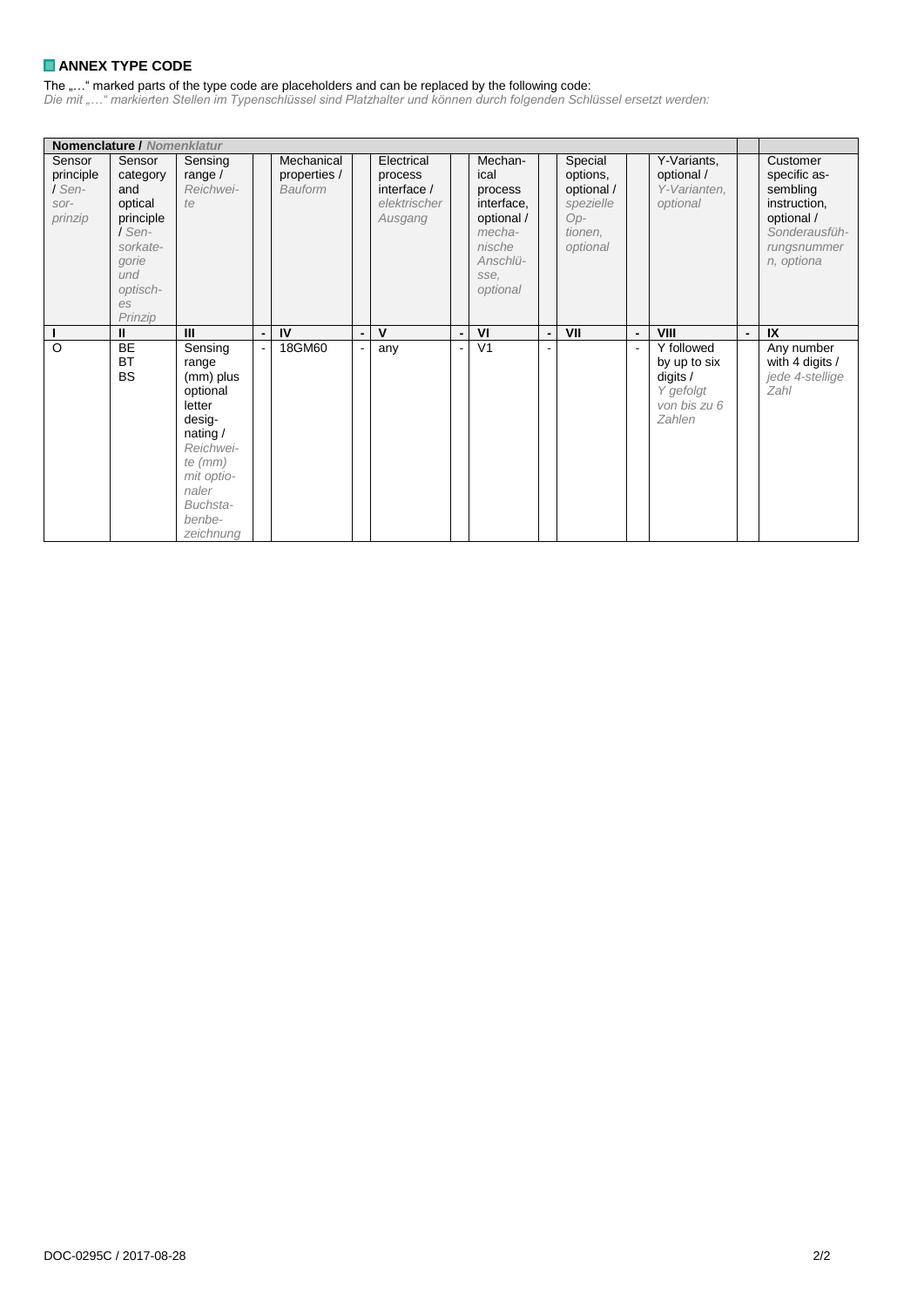## ANNEX TYPE CODE

The „…" marked parts of the type code are placeholders and can be replaced by the following code:
*Die mit „…" markierten Stellen im Typenschlüssel sind Platzhalter und können durch folgenden Schlüssel ersetzt werden:*

| **Nomenclature /** ***Nomenklatur*** | | | | | | | | | | | | | | | | |
|---|---|---|---|---|---|---|---|---|---|---|---|---|---|---|---|---|
| Sensor principle / *Sensorprinzip* | Sensor category and optical principle / *Sensorkategorie und optisches Prinzip* | Sensing range / *Reichweite* | | Mechanical properties / *Bauform* | | Electrical process interface / *elektrischer Ausgang* | | Mechanical process interface, optional / *mechanische Anschlüsse, optional* | | Special options, optional / *spezielle Optionen, optional* | | Y-Variants, optional / *Y-Varianten, optional* | | Customer specific assembling instruction, optional / *Sonderausführungsnummer, optiona* |
| **I** | **II** | **III** | **-** | **IV** | **-** | **V** | **-** | **VI** | **-** | **VII** | **-** | **VIII** | **-** | **IX** |
| O | BE<br>BT<br>BS | Sensing range (mm) plus optional letter designating / *Reichweite (mm) mit optionaler Buchstabenbezeichnung* | - | 18GM60 | - | any | - | V1 | - | | - | Y followed by up to six digits / *Y gefolgt von bis zu 6 Zahlen* | | Any number with 4 digits / *jede 4-stellige Zahl* |

DOC-0295C / 2017-08-28